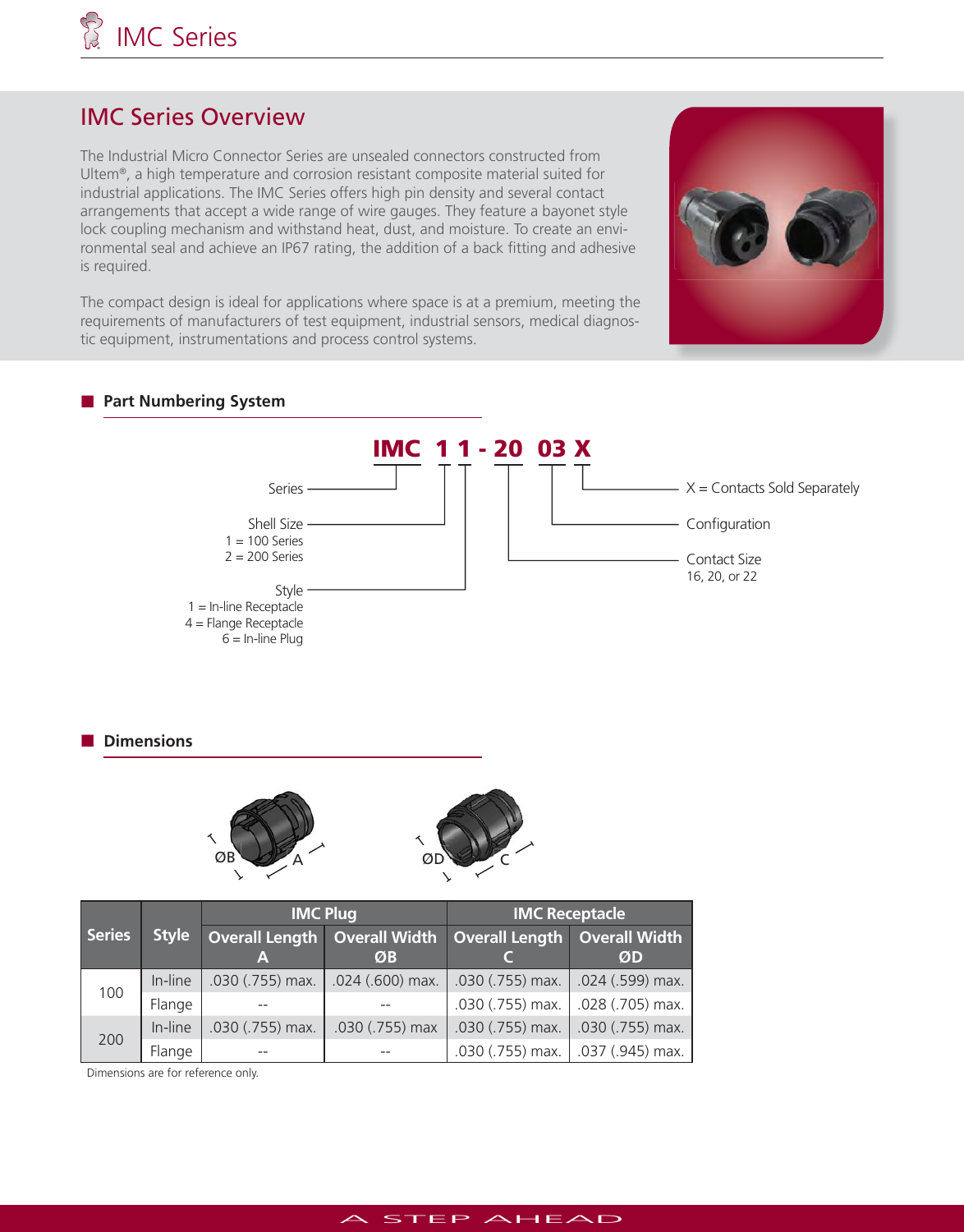# IMC Series Overview

The Industrial Micro Connector Series are unsealed connectors constructed from Ultem®, a high temperature and corrosion resistant composite material suited for industrial applications. The IMC Series offers high pin density and several contact arrangements that accept a wide range of wire gauges. They feature a bayonet style lock coupling mechanism and withstand heat, dust, and moisture. To create an environmental seal and achieve an IP67 rating, the addition of a back fitting and adhesive is required.

The compact design is ideal for applications where space is at a premium, meeting the requirements of manufacturers of test equipment, industrial sensors, medical diagnostic equipment, instrumentations and process control systems.

## Part Numbering System

**IMC 1 1 - 20 03 X**

- Series — IMC
- Shell Size
  - 1 = 100 Series
  - 2 = 200 Series
- Style
  - 1 = In-line Receptacle
  - 4 = Flange Receptacle
  - 6 = In-line Plug
- Contact Size — 16, 20, or 22
- Configuration
- X = Contacts Sold Separately

## Dimensions

| Series | Style | IMC Plug | | IMC Receptacle | |
|---|---|---|---|---|---|
| | | Overall Length A | Overall Width ØB | Overall Length C | Overall Width ØD |
| 100 | In-line | .030 (.755) max. | .024 (.600) max. | .030 (.755) max. | .024 (.599) max. |
| | Flange | -- | -- | .030 (.755) max. | .028 (.705) max. |
| 200 | In-line | .030 (.755) max. | .030 (.755) max | .030 (.755) max. | .030 (.755) max. |
| | Flange | -- | -- | .030 (.755) max. | .037 (.945) max. |

Dimensions are for reference only.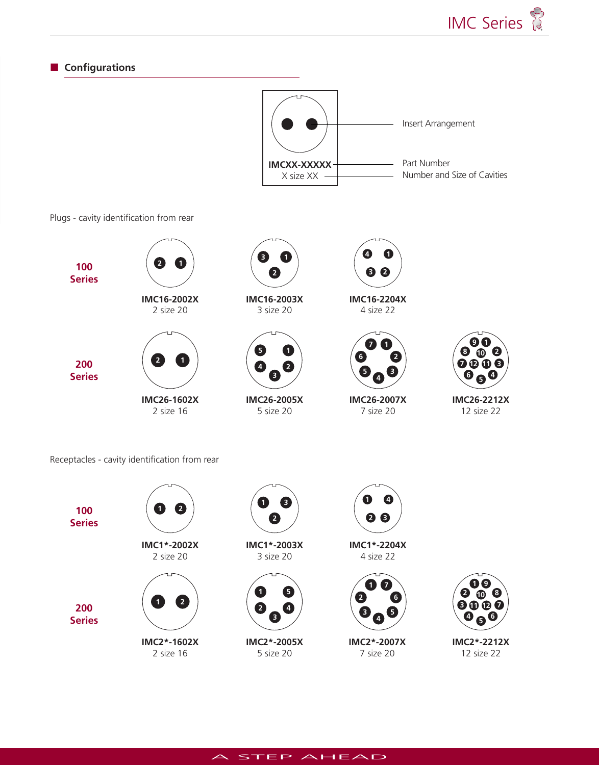## Configurations

IMCXX-XXXXX
X size XX

Insert Arrangement

Part Number

Number and Size of Cavities

Plugs - cavity identification from rear

**100 Series**

| | | |
|---|---|---|
| **IMC16-2002X** 2 size 20 | **IMC16-2003X** 3 size 20 | **IMC16-2204X** 4 size 22 |

**200 Series**

| | | | |
|---|---|---|---|
| **IMC26-1602X** 2 size 16 | **IMC26-2005X** 5 size 20 | **IMC26-2007X** 7 size 20 | **IMC26-2212X** 12 size 22 |

Receptacles - cavity identification from rear

**100 Series**

| | | |
|---|---|---|
| **IMC1*-2002X** 2 size 20 | **IMC1*-2003X** 3 size 20 | **IMC1*-2204X** 4 size 22 |

**200 Series**

| | | | |
|---|---|---|---|
| **IMC2*-1602X** 2 size 16 | **IMC2*-2005X** 5 size 20 | **IMC2*-2007X** 7 size 20 | **IMC2*-2212X** 12 size 22 |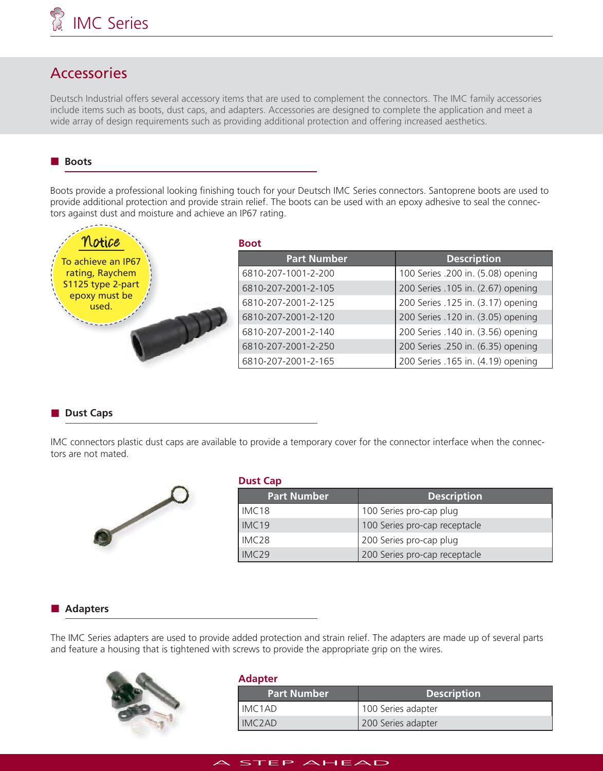# IMC Series

## Accessories

Deutsch Industrial offers several accessory items that are used to complement the connectors. The IMC family accessories include items such as boots, dust caps, and adapters. Accessories are designed to complete the application and meet a wide array of design requirements such as providing additional protection and offering increased aesthetics.

### Boots

Boots provide a professional looking finishing touch for your Deutsch IMC Series connectors. Santoprene boots are used to provide additional protection and provide strain relief. The boots can be used with an epoxy adhesive to seal the connectors against dust and moisture and achieve an IP67 rating.

**Notice**

To achieve an IP67 rating, Raychem S1125 type 2-part epoxy must be used.

**Boot**

| Part Number | Description |
| --- | --- |
| 6810-207-1001-2-200 | 100 Series .200 in. (5.08) opening |
| 6810-207-2001-2-105 | 200 Series .105 in. (2.67) opening |
| 6810-207-2001-2-125 | 200 Series .125 in. (3.17) opening |
| 6810-207-2001-2-120 | 200 Series .120 in. (3.05) opening |
| 6810-207-2001-2-140 | 200 Series .140 in. (3.56) opening |
| 6810-207-2001-2-250 | 200 Series .250 in. (6.35) opening |
| 6810-207-2001-2-165 | 200 Series .165 in. (4.19) opening |

### Dust Caps

IMC connectors plastic dust caps are available to provide a temporary cover for the connector interface when the connectors are not mated.

**Dust Cap**

| Part Number | Description |
| --- | --- |
| IMC18 | 100 Series pro-cap plug |
| IMC19 | 100 Series pro-cap receptacle |
| IMC28 | 200 Series pro-cap plug |
| IMC29 | 200 Series pro-cap receptacle |

### Adapters

The IMC Series adapters are used to provide added protection and strain relief. The adapters are made up of several parts and feature a housing that is tightened with screws to provide the appropriate grip on the wires.

**Adapter**

| Part Number | Description |
| --- | --- |
| IMC1AD | 100 Series adapter |
| IMC2AD | 200 Series adapter |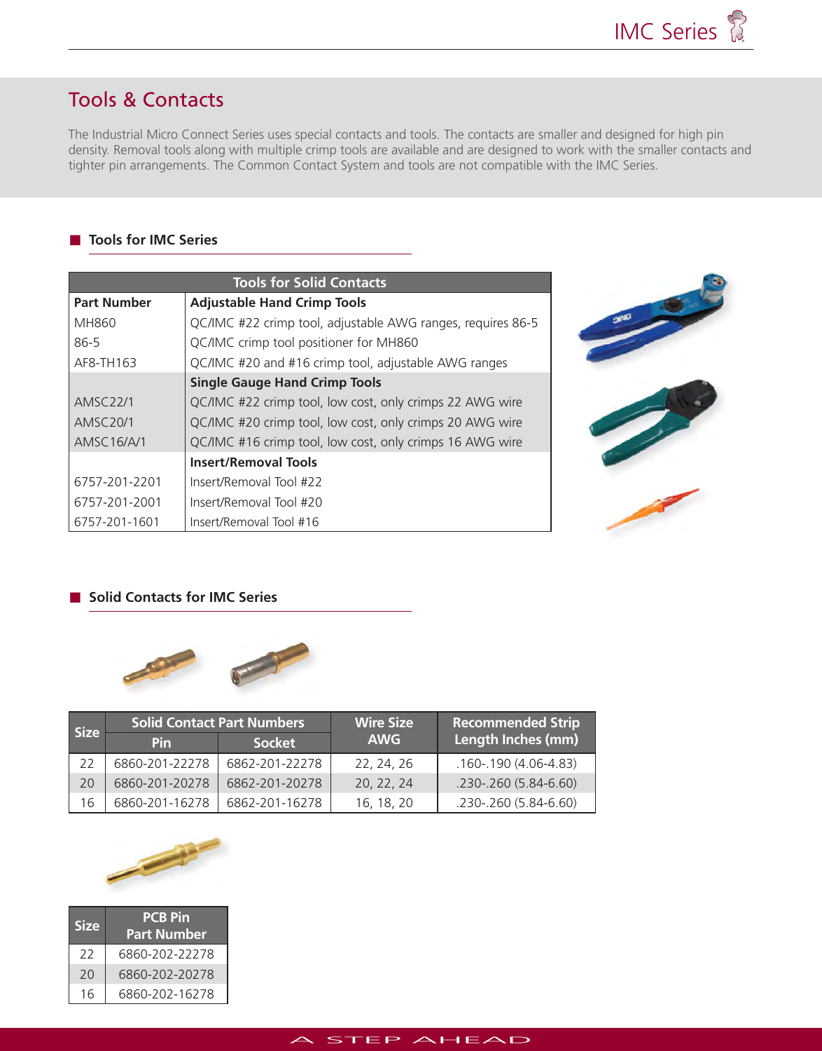## Tools & Contacts

The Industrial Micro Connect Series uses special contacts and tools. The contacts are smaller and designed for high pin density. Removal tools along with multiple crimp tools are available and are designed to work with the smaller contacts and tighter pin arrangements. The Common Contact System and tools are not compatible with the IMC Series.

### Tools for IMC Series

| Tools for Solid Contacts | |
|---|---|
| **Part Number** | **Adjustable Hand Crimp Tools** |
| MH860 | QC/IMC #22 crimp tool, adjustable AWG ranges, requires 86-5 |
| 86-5 | QC/IMC crimp tool positioner for MH860 |
| AF8-TH163 | QC/IMC #20 and #16 crimp tool, adjustable AWG ranges |
| | **Single Gauge Hand Crimp Tools** |
| AMSC22/1 | QC/IMC #22 crimp tool, low cost, only crimps 22 AWG wire |
| AMSC20/1 | QC/IMC #20 crimp tool, low cost, only crimps 20 AWG wire |
| AMSC16/A/1 | QC/IMC #16 crimp tool, low cost, only crimps 16 AWG wire |
| | **Insert/Removal Tools** |
| 6757-201-2201 | Insert/Removal Tool #22 |
| 6757-201-2001 | Insert/Removal Tool #20 |
| 6757-201-1601 | Insert/Removal Tool #16 |

### Solid Contacts for IMC Series

| Size | Solid Contact Part Numbers | | Wire Size AWG | Recommended Strip Length Inches (mm) |
|---|---|---|---|---|
| | Pin | Socket | | |
| 22 | 6860-201-22278 | 6862-201-22278 | 22, 24, 26 | .160-.190 (4.06-4.83) |
| 20 | 6860-201-20278 | 6862-201-20278 | 20, 22, 24 | .230-.260 (5.84-6.60) |
| 16 | 6860-201-16278 | 6862-201-16278 | 16, 18, 20 | .230-.260 (5.84-6.60) |

| Size | PCB Pin Part Number |
|---|---|
| 22 | 6860-202-22278 |
| 20 | 6860-202-20278 |
| 16 | 6860-202-16278 |